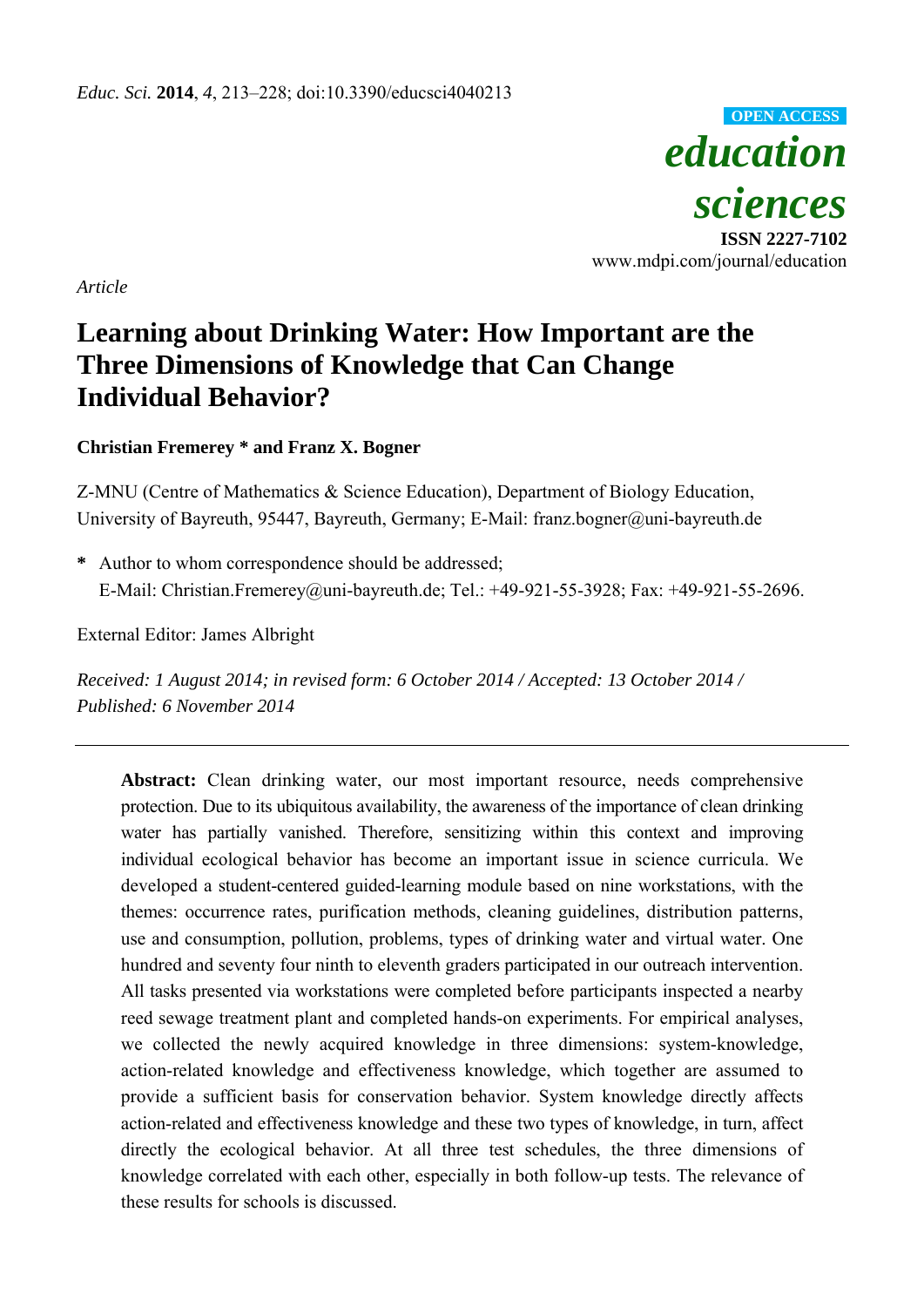*Educ. Sci.* **2014**, *4*, 213–228; doi:10.3390/educsci4040213

**OPEN ACCESS**

*education sciences*

**ISSN 2227-7102**

www.mdpi.com/journal/education

*Article*

# Learning about Drinking Water: How Important are the Three Dimensions of Knowledge that Can Change Individual Behavior?

**Christian Fremerey * and Franz X. Bogner**

Z-MNU (Centre of Mathematics & Science Education), Department of Biology Education, University of Bayreuth, 95447, Bayreuth, Germany; E-Mail: franz.bogner@uni-bayreuth.de

**\*** Author to whom correspondence should be addressed; E-Mail: Christian.Fremerey@uni-bayreuth.de; Tel.: +49-921-55-3928; Fax: +49-921-55-2696.

External Editor: James Albright

*Received: 1 August 2014; in revised form: 6 October 2014 / Accepted: 13 October 2014 / Published: 6 November 2014*

---

**Abstract:** Clean drinking water, our most important resource, needs comprehensive protection. Due to its ubiquitous availability, the awareness of the importance of clean drinking water has partially vanished. Therefore, sensitizing within this context and improving individual ecological behavior has become an important issue in science curricula. We developed a student-centered guided-learning module based on nine workstations, with the themes: occurrence rates, purification methods, cleaning guidelines, distribution patterns, use and consumption, pollution, problems, types of drinking water and virtual water. One hundred and seventy four ninth to eleventh graders participated in our outreach intervention. All tasks presented via workstations were completed before participants inspected a nearby reed sewage treatment plant and completed hands-on experiments. For empirical analyses, we collected the newly acquired knowledge in three dimensions: system-knowledge, action-related knowledge and effectiveness knowledge, which together are assumed to provide a sufficient basis for conservation behavior. System knowledge directly affects action-related and effectiveness knowledge and these two types of knowledge, in turn, affect directly the ecological behavior. At all three test schedules, the three dimensions of knowledge correlated with each other, especially in both follow-up tests. The relevance of these results for schools is discussed.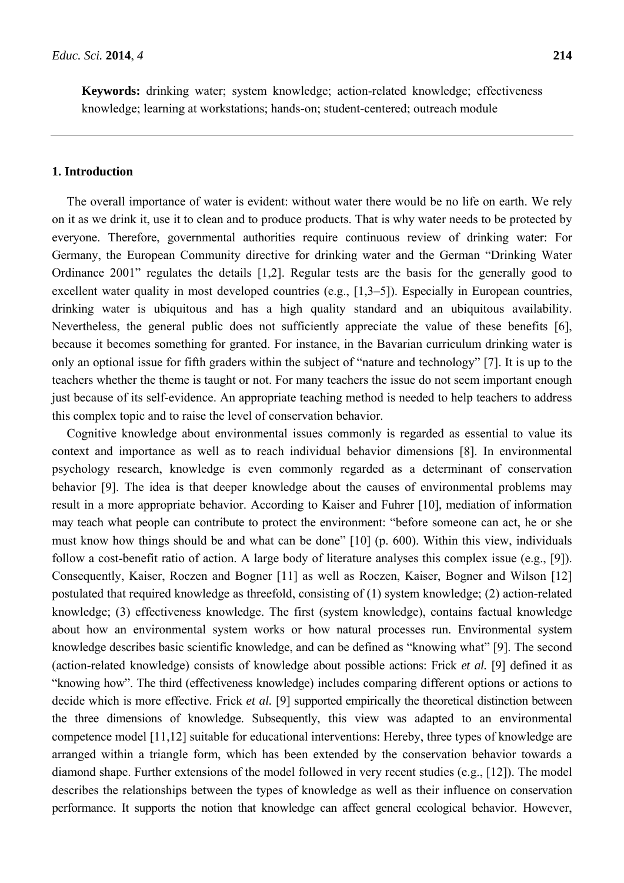**Keywords:** drinking water; system knowledge; action-related knowledge; effectiveness knowledge; learning at workstations; hands-on; student-centered; outreach module

## 1. Introduction

The overall importance of water is evident: without water there would be no life on earth. We rely on it as we drink it, use it to clean and to produce products. That is why water needs to be protected by everyone. Therefore, governmental authorities require continuous review of drinking water: For Germany, the European Community directive for drinking water and the German "Drinking Water Ordinance 2001" regulates the details [1,2]. Regular tests are the basis for the generally good to excellent water quality in most developed countries (e.g., [1,3–5]). Especially in European countries, drinking water is ubiquitous and has a high quality standard and an ubiquitous availability. Nevertheless, the general public does not sufficiently appreciate the value of these benefits [6], because it becomes something for granted. For instance, in the Bavarian curriculum drinking water is only an optional issue for fifth graders within the subject of "nature and technology" [7]. It is up to the teachers whether the theme is taught or not. For many teachers the issue do not seem important enough just because of its self-evidence. An appropriate teaching method is needed to help teachers to address this complex topic and to raise the level of conservation behavior.

Cognitive knowledge about environmental issues commonly is regarded as essential to value its context and importance as well as to reach individual behavior dimensions [8]. In environmental psychology research, knowledge is even commonly regarded as a determinant of conservation behavior [9]. The idea is that deeper knowledge about the causes of environmental problems may result in a more appropriate behavior. According to Kaiser and Fuhrer [10], mediation of information may teach what people can contribute to protect the environment: "before someone can act, he or she must know how things should be and what can be done" [10] (p. 600). Within this view, individuals follow a cost-benefit ratio of action. A large body of literature analyses this complex issue (e.g., [9]). Consequently, Kaiser, Roczen and Bogner [11] as well as Roczen, Kaiser, Bogner and Wilson [12] postulated that required knowledge as threefold, consisting of (1) system knowledge; (2) action-related knowledge; (3) effectiveness knowledge. The first (system knowledge), contains factual knowledge about how an environmental system works or how natural processes run. Environmental system knowledge describes basic scientific knowledge, and can be defined as "knowing what" [9]. The second (action-related knowledge) consists of knowledge about possible actions: Frick *et al.* [9] defined it as "knowing how". The third (effectiveness knowledge) includes comparing different options or actions to decide which is more effective. Frick *et al.* [9] supported empirically the theoretical distinction between the three dimensions of knowledge. Subsequently, this view was adapted to an environmental competence model [11,12] suitable for educational interventions: Hereby, three types of knowledge are arranged within a triangle form, which has been extended by the conservation behavior towards a diamond shape. Further extensions of the model followed in very recent studies (e.g., [12]). The model describes the relationships between the types of knowledge as well as their influence on conservation performance. It supports the notion that knowledge can affect general ecological behavior. However,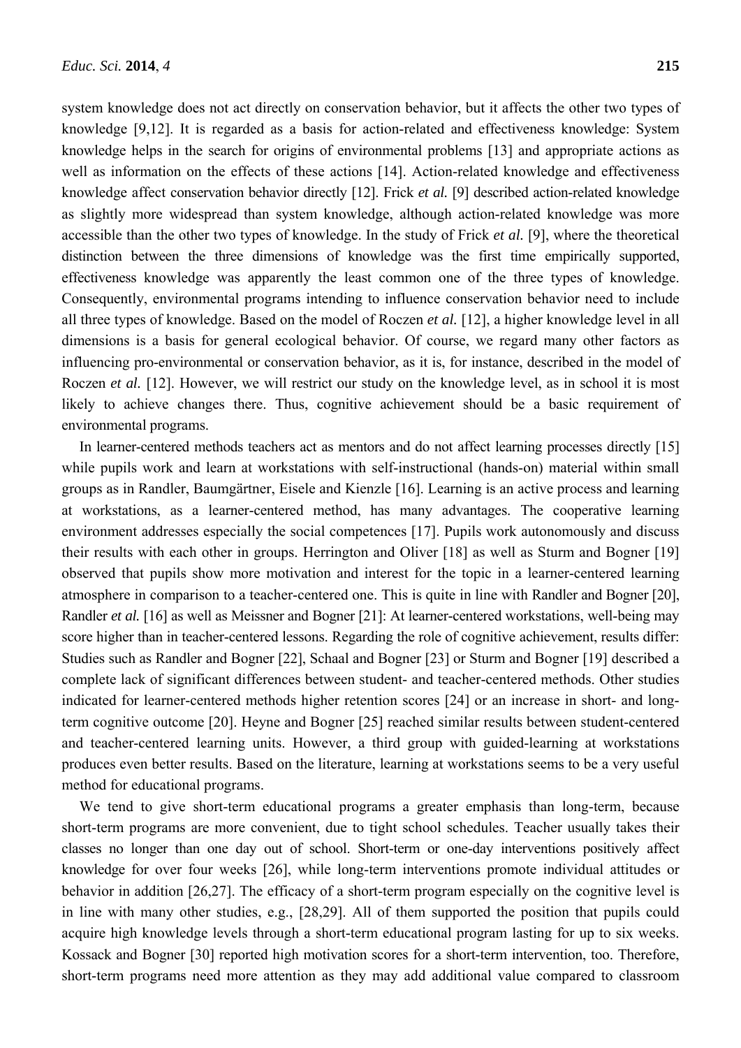system knowledge does not act directly on conservation behavior, but it affects the other two types of knowledge [9,12]. It is regarded as a basis for action-related and effectiveness knowledge: System knowledge helps in the search for origins of environmental problems [13] and appropriate actions as well as information on the effects of these actions [14]. Action-related knowledge and effectiveness knowledge affect conservation behavior directly [12]. Frick *et al.* [9] described action-related knowledge as slightly more widespread than system knowledge, although action-related knowledge was more accessible than the other two types of knowledge. In the study of Frick *et al.* [9], where the theoretical distinction between the three dimensions of knowledge was the first time empirically supported, effectiveness knowledge was apparently the least common one of the three types of knowledge. Consequently, environmental programs intending to influence conservation behavior need to include all three types of knowledge. Based on the model of Roczen *et al.* [12], a higher knowledge level in all dimensions is a basis for general ecological behavior. Of course, we regard many other factors as influencing pro-environmental or conservation behavior, as it is, for instance, described in the model of Roczen *et al.* [12]. However, we will restrict our study on the knowledge level, as in school it is most likely to achieve changes there. Thus, cognitive achievement should be a basic requirement of environmental programs.

In learner-centered methods teachers act as mentors and do not affect learning processes directly [15] while pupils work and learn at workstations with self-instructional (hands-on) material within small groups as in Randler, Baumgärtner, Eisele and Kienzle [16]. Learning is an active process and learning at workstations, as a learner-centered method, has many advantages. The cooperative learning environment addresses especially the social competences [17]. Pupils work autonomously and discuss their results with each other in groups. Herrington and Oliver [18] as well as Sturm and Bogner [19] observed that pupils show more motivation and interest for the topic in a learner-centered learning atmosphere in comparison to a teacher-centered one. This is quite in line with Randler and Bogner [20], Randler *et al.* [16] as well as Meissner and Bogner [21]: At learner-centered workstations, well-being may score higher than in teacher-centered lessons. Regarding the role of cognitive achievement, results differ: Studies such as Randler and Bogner [22], Schaal and Bogner [23] or Sturm and Bogner [19] described a complete lack of significant differences between student- and teacher-centered methods. Other studies indicated for learner-centered methods higher retention scores [24] or an increase in short- and long-term cognitive outcome [20]. Heyne and Bogner [25] reached similar results between student-centered and teacher-centered learning units. However, a third group with guided-learning at workstations produces even better results. Based on the literature, learning at workstations seems to be a very useful method for educational programs.

We tend to give short-term educational programs a greater emphasis than long-term, because short-term programs are more convenient, due to tight school schedules. Teacher usually takes their classes no longer than one day out of school. Short-term or one-day interventions positively affect knowledge for over four weeks [26], while long-term interventions promote individual attitudes or behavior in addition [26,27]. The efficacy of a short-term program especially on the cognitive level is in line with many other studies, e.g., [28,29]. All of them supported the position that pupils could acquire high knowledge levels through a short-term educational program lasting for up to six weeks. Kossack and Bogner [30] reported high motivation scores for a short-term intervention, too. Therefore, short-term programs need more attention as they may add additional value compared to classroom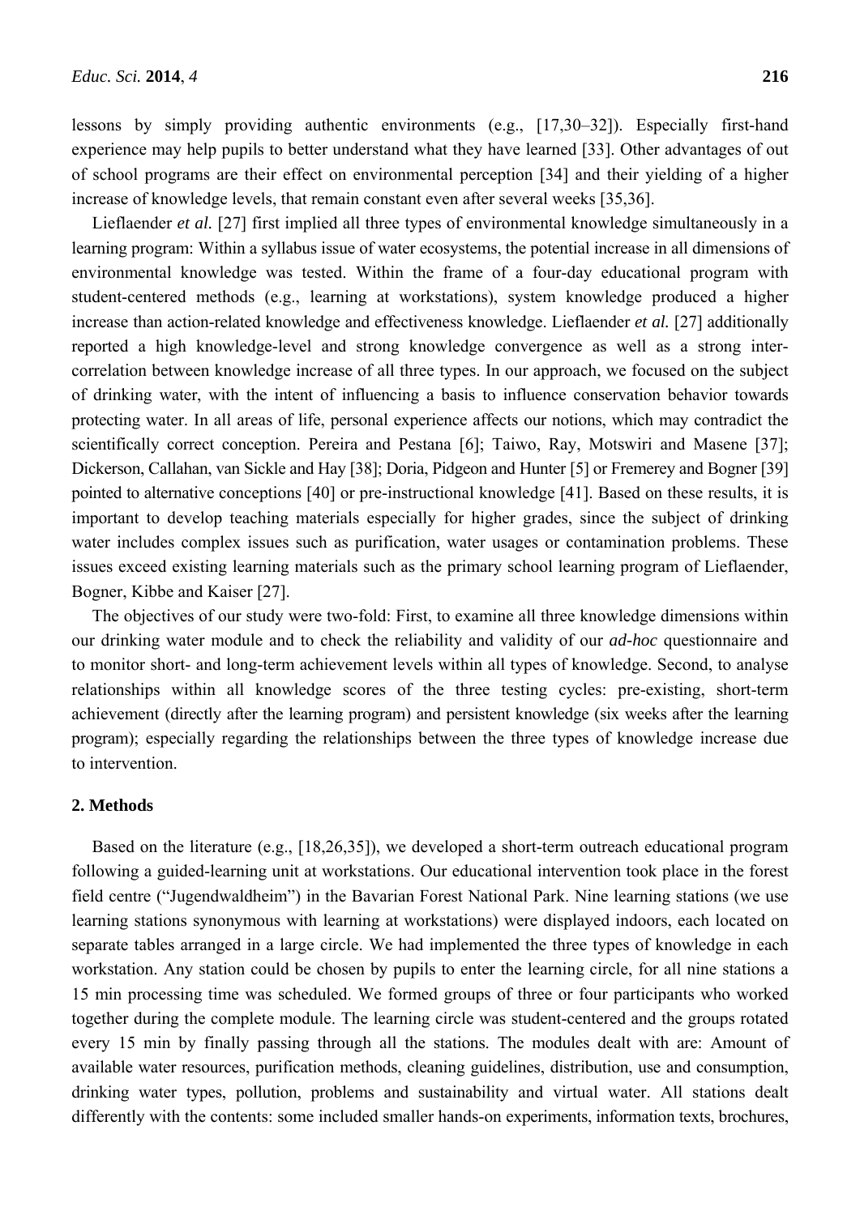lessons by simply providing authentic environments (e.g., [17,30–32]). Especially first-hand experience may help pupils to better understand what they have learned [33]. Other advantages of out of school programs are their effect on environmental perception [34] and their yielding of a higher increase of knowledge levels, that remain constant even after several weeks [35,36].

Lieflaender *et al.* [27] first implied all three types of environmental knowledge simultaneously in a learning program: Within a syllabus issue of water ecosystems, the potential increase in all dimensions of environmental knowledge was tested. Within the frame of a four-day educational program with student-centered methods (e.g., learning at workstations), system knowledge produced a higher increase than action-related knowledge and effectiveness knowledge. Lieflaender *et al.* [27] additionally reported a high knowledge-level and strong knowledge convergence as well as a strong inter-correlation between knowledge increase of all three types. In our approach, we focused on the subject of drinking water, with the intent of influencing a basis to influence conservation behavior towards protecting water. In all areas of life, personal experience affects our notions, which may contradict the scientifically correct conception. Pereira and Pestana [6]; Taiwo, Ray, Motswiri and Masene [37]; Dickerson, Callahan, van Sickle and Hay [38]; Doria, Pidgeon and Hunter [5] or Fremerey and Bogner [39] pointed to alternative conceptions [40] or pre-instructional knowledge [41]. Based on these results, it is important to develop teaching materials especially for higher grades, since the subject of drinking water includes complex issues such as purification, water usages or contamination problems. These issues exceed existing learning materials such as the primary school learning program of Lieflaender, Bogner, Kibbe and Kaiser [27].

The objectives of our study were two-fold: First, to examine all three knowledge dimensions within our drinking water module and to check the reliability and validity of our *ad-hoc* questionnaire and to monitor short- and long-term achievement levels within all types of knowledge. Second, to analyse relationships within all knowledge scores of the three testing cycles: pre-existing, short-term achievement (directly after the learning program) and persistent knowledge (six weeks after the learning program); especially regarding the relationships between the three types of knowledge increase due to intervention.

## 2. Methods

Based on the literature (e.g., [18,26,35]), we developed a short-term outreach educational program following a guided-learning unit at workstations. Our educational intervention took place in the forest field centre ("Jugendwaldheim") in the Bavarian Forest National Park. Nine learning stations (we use learning stations synonymous with learning at workstations) were displayed indoors, each located on separate tables arranged in a large circle. We had implemented the three types of knowledge in each workstation. Any station could be chosen by pupils to enter the learning circle, for all nine stations a 15 min processing time was scheduled. We formed groups of three or four participants who worked together during the complete module. The learning circle was student-centered and the groups rotated every 15 min by finally passing through all the stations. The modules dealt with are: Amount of available water resources, purification methods, cleaning guidelines, distribution, use and consumption, drinking water types, pollution, problems and sustainability and virtual water. All stations dealt differently with the contents: some included smaller hands-on experiments, information texts, brochures,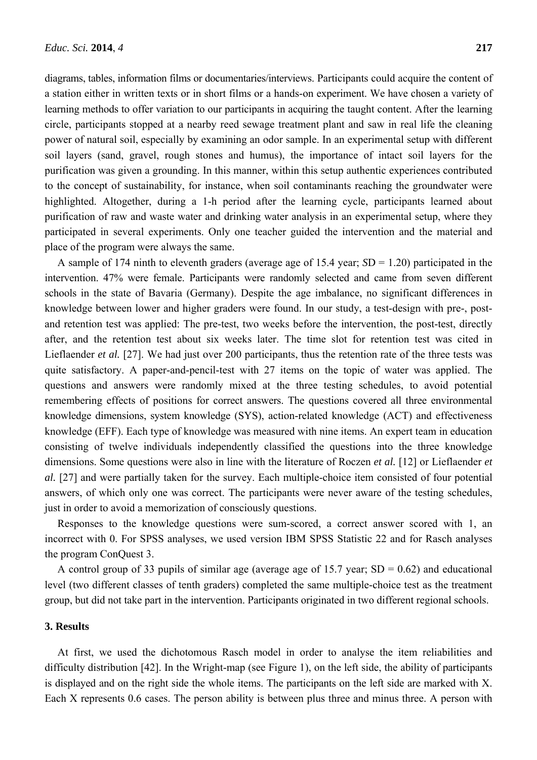diagrams, tables, information films or documentaries/interviews. Participants could acquire the content of a station either in written texts or in short films or a hands-on experiment. We have chosen a variety of learning methods to offer variation to our participants in acquiring the taught content. After the learning circle, participants stopped at a nearby reed sewage treatment plant and saw in real life the cleaning power of natural soil, especially by examining an odor sample. In an experimental setup with different soil layers (sand, gravel, rough stones and humus), the importance of intact soil layers for the purification was given a grounding. In this manner, within this setup authentic experiences contributed to the concept of sustainability, for instance, when soil contaminants reaching the groundwater were highlighted. Altogether, during a 1-h period after the learning cycle, participants learned about purification of raw and waste water and drinking water analysis in an experimental setup, where they participated in several experiments. Only one teacher guided the intervention and the material and place of the program were always the same.

A sample of 174 ninth to eleventh graders (average age of 15.4 year; *S*D = 1.20) participated in the intervention. 47% were female. Participants were randomly selected and came from seven different schools in the state of Bavaria (Germany). Despite the age imbalance, no significant differences in knowledge between lower and higher graders were found. In our study, a test-design with pre-, post- and retention test was applied: The pre-test, two weeks before the intervention, the post-test, directly after, and the retention test about six weeks later. The time slot for retention test was cited in Lieflaender *et al.* [27]. We had just over 200 participants, thus the retention rate of the three tests was quite satisfactory. A paper-and-pencil-test with 27 items on the topic of water was applied. The questions and answers were randomly mixed at the three testing schedules, to avoid potential remembering effects of positions for correct answers. The questions covered all three environmental knowledge dimensions, system knowledge (SYS), action-related knowledge (ACT) and effectiveness knowledge (EFF). Each type of knowledge was measured with nine items. An expert team in education consisting of twelve individuals independently classified the questions into the three knowledge dimensions. Some questions were also in line with the literature of Roczen *et al.* [12] or Lieflaender *et al.* [27] and were partially taken for the survey. Each multiple-choice item consisted of four potential answers, of which only one was correct. The participants were never aware of the testing schedules, just in order to avoid a memorization of consciously questions.

Responses to the knowledge questions were sum-scored, a correct answer scored with 1, an incorrect with 0. For SPSS analyses, we used version IBM SPSS Statistic 22 and for Rasch analyses the program ConQuest 3.

A control group of 33 pupils of similar age (average age of 15.7 year; SD = 0.62) and educational level (two different classes of tenth graders) completed the same multiple-choice test as the treatment group, but did not take part in the intervention. Participants originated in two different regional schools.

## 3. Results

At first, we used the dichotomous Rasch model in order to analyse the item reliabilities and difficulty distribution [42]. In the Wright-map (see Figure 1), on the left side, the ability of participants is displayed and on the right side the whole items. The participants on the left side are marked with X. Each X represents 0.6 cases. The person ability is between plus three and minus three. A person with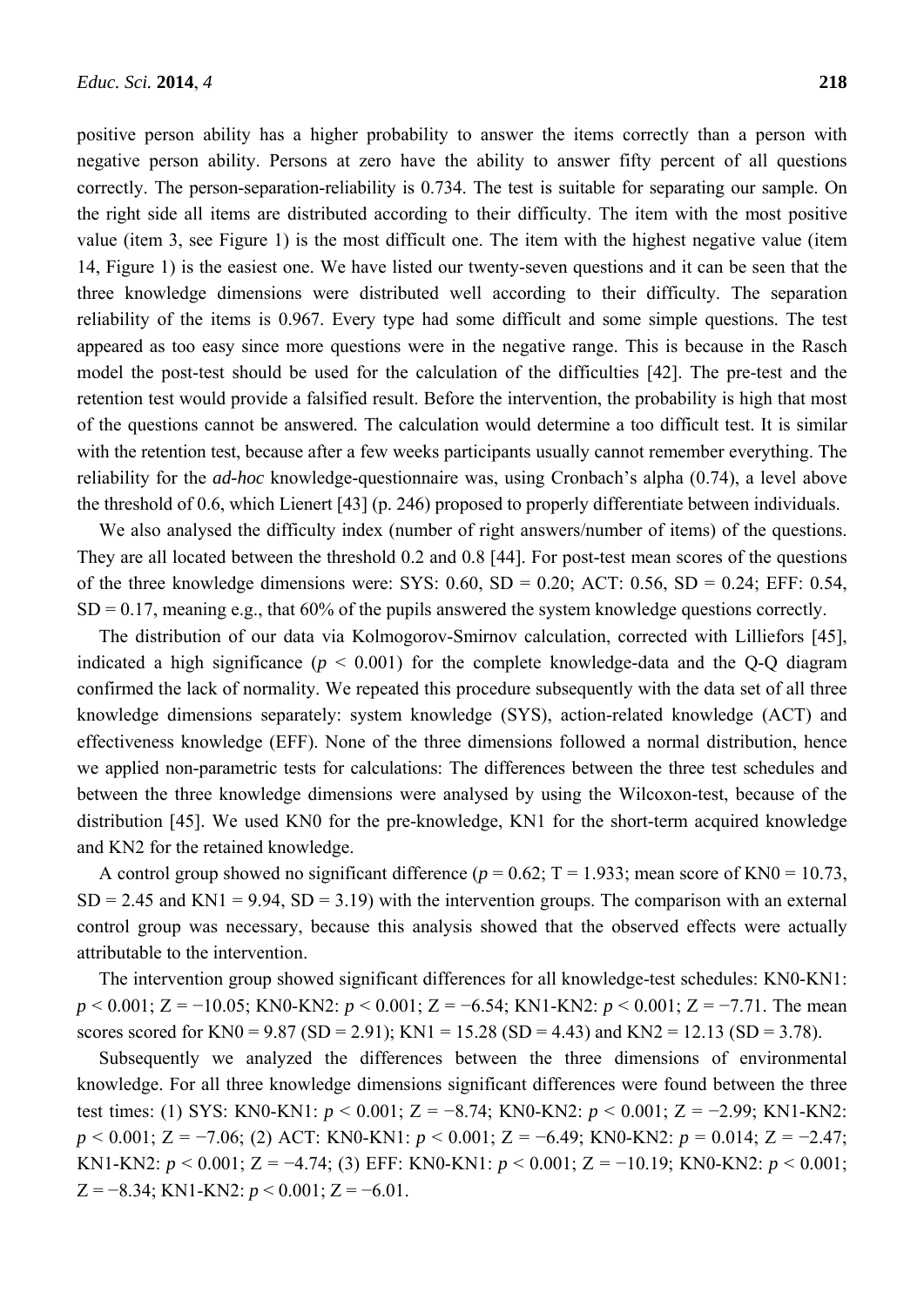positive person ability has a higher probability to answer the items correctly than a person with negative person ability. Persons at zero have the ability to answer fifty percent of all questions correctly. The person-separation-reliability is 0.734. The test is suitable for separating our sample. On the right side all items are distributed according to their difficulty. The item with the most positive value (item 3, see Figure 1) is the most difficult one. The item with the highest negative value (item 14, Figure 1) is the easiest one. We have listed our twenty-seven questions and it can be seen that the three knowledge dimensions were distributed well according to their difficulty. The separation reliability of the items is 0.967. Every type had some difficult and some simple questions. The test appeared as too easy since more questions were in the negative range. This is because in the Rasch model the post-test should be used for the calculation of the difficulties [42]. The pre-test and the retention test would provide a falsified result. Before the intervention, the probability is high that most of the questions cannot be answered. The calculation would determine a too difficult test. It is similar with the retention test, because after a few weeks participants usually cannot remember everything. The reliability for the *ad-hoc* knowledge-questionnaire was, using Cronbach's alpha (0.74), a level above the threshold of 0.6, which Lienert [43] (p. 246) proposed to properly differentiate between individuals.

We also analysed the difficulty index (number of right answers/number of items) of the questions. They are all located between the threshold 0.2 and 0.8 [44]. For post-test mean scores of the questions of the three knowledge dimensions were: SYS: 0.60, SD = 0.20; ACT: 0.56, SD = 0.24; EFF: 0.54, SD = 0.17, meaning e.g., that 60% of the pupils answered the system knowledge questions correctly.

The distribution of our data via Kolmogorov-Smirnov calculation, corrected with Lilliefors [45], indicated a high significance ($p < 0.001$) for the complete knowledge-data and the Q-Q diagram confirmed the lack of normality. We repeated this procedure subsequently with the data set of all three knowledge dimensions separately: system knowledge (SYS), action-related knowledge (ACT) and effectiveness knowledge (EFF). None of the three dimensions followed a normal distribution, hence we applied non-parametric tests for calculations: The differences between the three test schedules and between the three knowledge dimensions were analysed by using the Wilcoxon-test, because of the distribution [45]. We used KN0 for the pre-knowledge, KN1 for the short-term acquired knowledge and KN2 for the retained knowledge.

A control group showed no significant difference ($p = 0.62$; $T = 1.933$; mean score of KN0 = 10.73, SD = 2.45 and KN1 = 9.94, SD = 3.19) with the intervention groups. The comparison with an external control group was necessary, because this analysis showed that the observed effects were actually attributable to the intervention.

The intervention group showed significant differences for all knowledge-test schedules: KN0-KN1: $p < 0.001$; $Z = -10.05$; KN0-KN2: $p < 0.001$; $Z = -6.54$; KN1-KN2: $p < 0.001$; $Z = -7.71$. The mean scores scored for KN0 = 9.87 (SD = 2.91); KN1 = 15.28 (SD = 4.43) and KN2 = 12.13 (SD = 3.78).

Subsequently we analyzed the differences between the three dimensions of environmental knowledge. For all three knowledge dimensions significant differences were found between the three test times: (1) SYS: KN0-KN1: $p < 0.001$; $Z = -8.74$; KN0-KN2: $p < 0.001$; $Z = -2.99$; KN1-KN2: $p < 0.001$; $Z = -7.06$; (2) ACT: KN0-KN1: $p < 0.001$; $Z = -6.49$; KN0-KN2: $p = 0.014$; $Z = -2.47$; KN1-KN2: $p < 0.001$; $Z = -4.74$; (3) EFF: KN0-KN1: $p < 0.001$; $Z = -10.19$; KN0-KN2: $p < 0.001$; $Z = -8.34$; KN1-KN2: $p < 0.001$; $Z = -6.01$.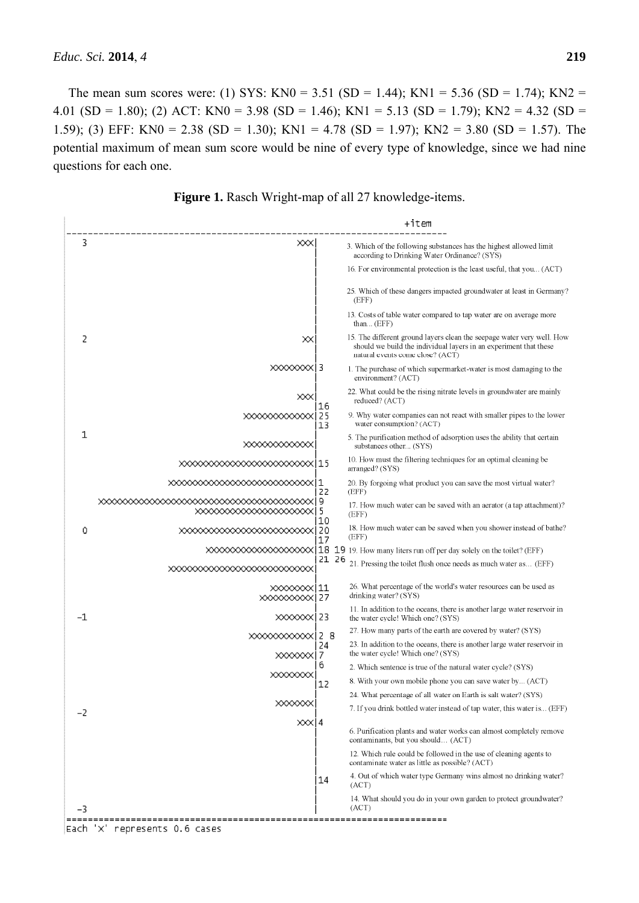The mean sum scores were: (1) SYS: KN0 = 3.51 (SD = 1.44); KN1 = 5.36 (SD = 1.74); KN2 = 4.01 (SD = 1.80); (2) ACT: KN0 = 3.98 (SD = 1.46); KN1 = 5.13 (SD = 1.79); KN2 = 4.32 (SD = 1.59); (3) EFF: KN0 = 2.38 (SD = 1.30); KN1 = 4.78 (SD = 1.97); KN2 = 3.80 (SD = 1.57). The potential maximum of mean sum score would be nine of every type of knowledge, since we had nine questions for each one.

**Figure 1.** Rasch Wright-map of all 27 knowledge-items.

```
                                                            +item
 ----------------------------------------------------------------------
   3                                               XXX|
                                                      |
                                                      |
                                                      |
                                                      |
                                                      |
   2                                                XX|
                                              XXXXXXX|3
                                                  XXX|
                                                     |16
                                         XXXXXXXXXXX|25
                                                     |13
   1                                                 |
                                         XXXXXXXXXXX|
                              XXXXXXXXXXXXXXXXXXXXXX|15
                            XXXXXXXXXXXXXXXXXXXXXXX|1
                                                     |22
              XXXXXXXXXXXXXXXXXXXXXXXXXXXXXXXXXXXXX|9
                              XXXXXXXXXXXXXXXXXXX|5
                                                     |10
   0                        XXXXXXXXXXXXXXXXXXXXXXX|20
                                                     |17
                                 XXXXXXXXXXXXXXXXX|18 19
                                                     |21 26
                            XXXXXXXXXXXXXXXXXXXXXXX|
                                                     |
                                           XXXXXXX|11
                                         XXXXXXXXX|27
  -1                                         XXXXXX|23
                                                     |
                                       XXXXXXXXXX|2 8
                                                     |24
                                            XXXXXX|7
                                                     |6
                                            XXXXXX|
                                                     |12
                                                     |
                                            XXXXXX|
  -2                                               XXX|4
                                                      |
                                                      |
                                                      |
                                                      |14
                                                      |
  -3                                                  |
 ======================================================================
 Each 'X' represents 0.6 cases
```

3. Which of the following substances has the highest allowed limit according to Drinking Water Ordinance? (SYS)

16. For environmental protection is the least useful, that you... (ACT)

25. Which of these dangers impacted groundwater at least in Germany? (EFF)

13. Costs of table water compared to tap water are on average more than... (EFF)

15. The different ground layers clean the seepage water very well. How should we build the individual layers in an experiment that these natural events come close? (ACT)

1. The purchase of which supermarket-water is most damaging to the environment? (ACT)

22. What could be the rising nitrate levels in groundwater are mainly reduced? (ACT)

9. Why water companies can not react with smaller pipes to the lower water consumption? (ACT)

5. The purification method of adsorption uses the ability that certain substances other... (SYS)

10. How must the filtering techniques for an optimal cleaning be arranged? (SYS)

20. By forgoing what product you can save the most virtual water? (EFF)

17. How much water can be saved with an aerator (a tap attachment)? (EFF)

18. How much water can be saved when you shower instead of bathe? (EFF)

19. How many liters run off per day solely on the toilet? (EFF)

21. Pressing the toilet flush once needs as much water as… (EFF)

26. What percentage of the world's water resources can be used as drinking water? (SYS)

11. In addition to the oceans, there is another large water reservoir in the water cycle! Which one? (SYS)

27. How many parts of the earth are covered by water? (SYS)

23. In addition to the oceans, there is another large water reservoir in the water cycle! Which one? (SYS)

2. Which sentence is true of the natural water cycle? (SYS)

8. With your own mobile phone you can save water by... (ACT)

24. What percentage of all water on Earth is salt water? (SYS)

7. If you drink bottled water instead of tap water, this water is... (EFF)

6. Purification plants and water works can almost completely remove contaminants, but you should… (ACT)

12. Which rule could be followed in the use of cleaning agents to contaminate water as little as possible? (ACT)

4. Out of which water type Germany wins almost no drinking water? (ACT)

14. What should you do in your own garden to protect groundwater? (ACT)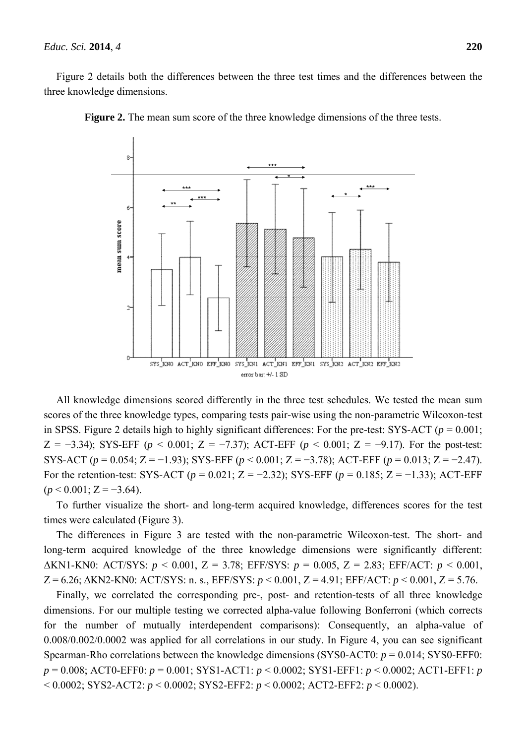Figure 2 details both the differences between the three test times and the differences between the three knowledge dimensions.

**Figure 2.** The mean sum score of the three knowledge dimensions of the three tests.

All knowledge dimensions scored differently in the three test schedules. We tested the mean sum scores of the three knowledge types, comparing tests pair-wise using the non-parametric Wilcoxon-test in SPSS. Figure 2 details high to highly significant differences: For the pre-test: SYS-ACT ($p = 0.001$; $Z = -3.34$); SYS-EFF ($p < 0.001$; $Z = -7.37$); ACT-EFF ($p < 0.001$; $Z = -9.17$). For the post-test: SYS-ACT ($p = 0.054$; $Z = -1.93$); SYS-EFF ($p < 0.001$; $Z = -3.78$); ACT-EFF ($p = 0.013$; $Z = -2.47$). For the retention-test: SYS-ACT ($p = 0.021$; $Z = -2.32$); SYS-EFF ($p = 0.185$; $Z = -1.33$); ACT-EFF ($p < 0.001$; $Z = -3.64$).

To further visualize the short- and long-term acquired knowledge, differences scores for the test times were calculated (Figure 3).

The differences in Figure 3 are tested with the non-parametric Wilcoxon-test. The short- and long-term acquired knowledge of the three knowledge dimensions were significantly different: ΔKN1-KN0: ACT/SYS: $p < 0.001$, $Z = 3.78$; EFF/SYS: $p = 0.005$, $Z = 2.83$; EFF/ACT: $p < 0.001$, $Z = 6.26$; ΔKN2-KN0: ACT/SYS: n. s., EFF/SYS: $p < 0.001$, $Z = 4.91$; EFF/ACT: $p < 0.001$, $Z = 5.76$.

Finally, we correlated the corresponding pre-, post- and retention-tests of all three knowledge dimensions. For our multiple testing we corrected alpha-value following Bonferroni (which corrects for the number of mutually interdependent comparisons): Consequently, an alpha-value of 0.008/0.002/0.0002 was applied for all correlations in our study. In Figure 4, you can see significant Spearman-Rho correlations between the knowledge dimensions (SYS0-ACT0: $p = 0.014$; SYS0-EFF0: $p = 0.008$; ACT0-EFF0: $p = 0.001$; SYS1-ACT1: $p < 0.0002$; SYS1-EFF1: $p < 0.0002$; ACT1-EFF1: $p < 0.0002$; SYS2-ACT2: $p < 0.0002$; SYS2-EFF2: $p < 0.0002$; ACT2-EFF2: $p < 0.0002$).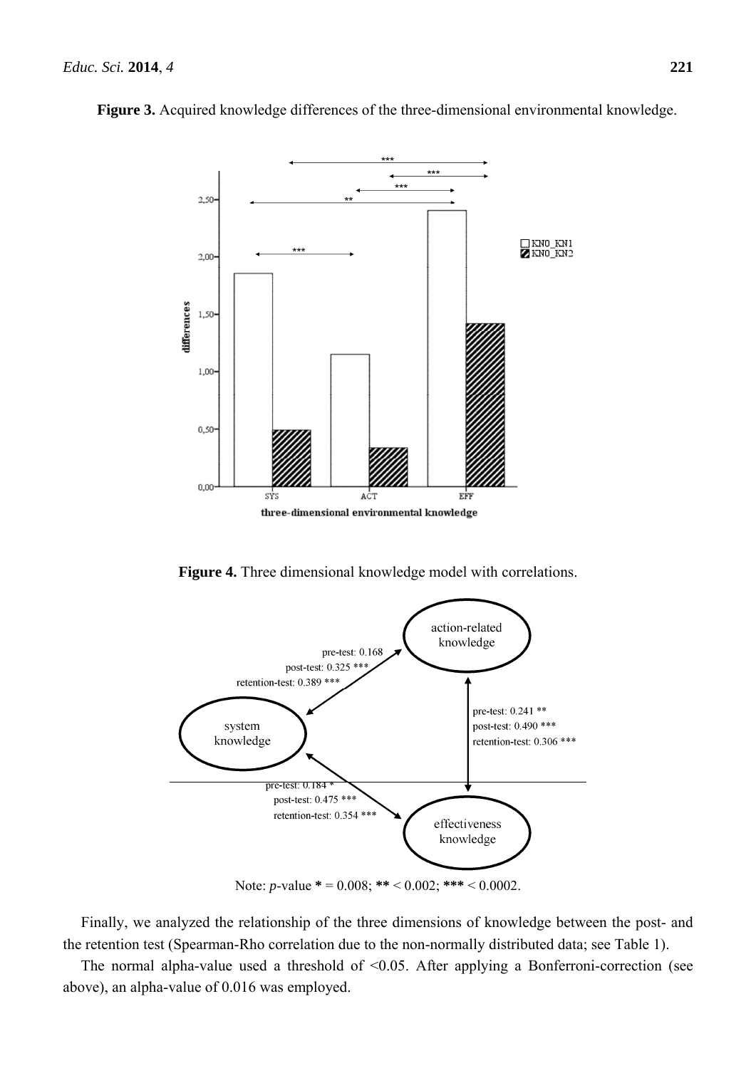**Figure 3.** Acquired knowledge differences of the three-dimensional environmental knowledge.

**Figure 4.** Three dimensional knowledge model with correlations.

Note: *p*-value **\*** = 0.008; **\*\*** < 0.002; **\*\*\*** < 0.0002.

Finally, we analyzed the relationship of the three dimensions of knowledge between the post- and the retention test (Spearman-Rho correlation due to the non-normally distributed data; see Table 1).

The normal alpha-value used a threshold of <0.05. After applying a Bonferroni-correction (see above), an alpha-value of 0.016 was employed.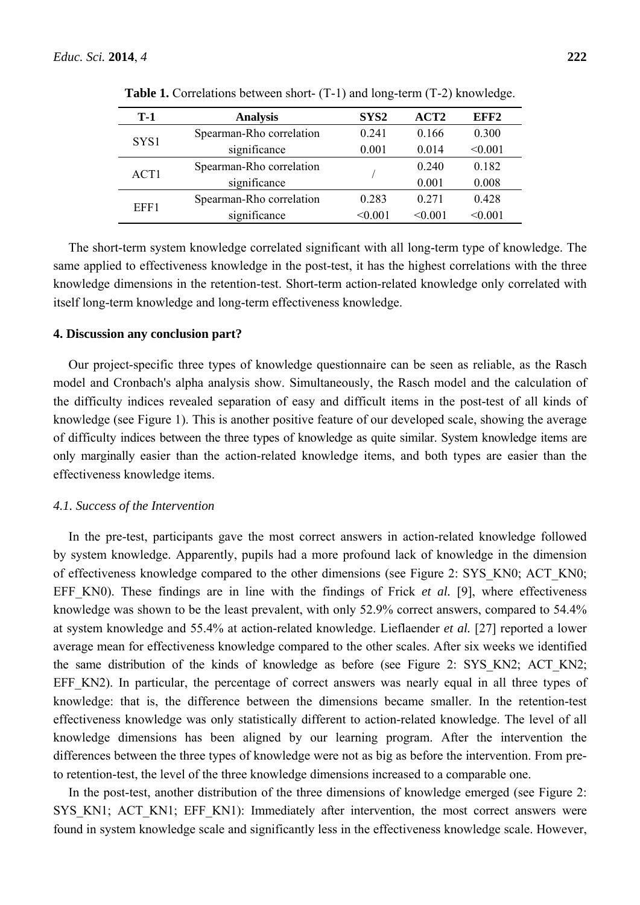**Table 1.** Correlations between short- (T-1) and long-term (T-2) knowledge.

| T-1 | Analysis | SYS2 | ACT2 | EFF2 |
|---|---|---|---|---|
| SYS1 | Spearman-Rho correlation | 0.241 | 0.166 | 0.300 |
| | significance | 0.001 | 0.014 | <0.001 |
| ACT1 | Spearman-Rho correlation | / | 0.240 | 0.182 |
| | significance | | 0.001 | 0.008 |
| EFF1 | Spearman-Rho correlation | 0.283 | 0.271 | 0.428 |
| | significance | <0.001 | <0.001 | <0.001 |

The short-term system knowledge correlated significant with all long-term type of knowledge. The same applied to effectiveness knowledge in the post-test, it has the highest correlations with the three knowledge dimensions in the retention-test. Short-term action-related knowledge only correlated with itself long-term knowledge and long-term effectiveness knowledge.

## 4. Discussion any conclusion part?

Our project-specific three types of knowledge questionnaire can be seen as reliable, as the Rasch model and Cronbach's alpha analysis show. Simultaneously, the Rasch model and the calculation of the difficulty indices revealed separation of easy and difficult items in the post-test of all kinds of knowledge (see Figure 1). This is another positive feature of our developed scale, showing the average of difficulty indices between the three types of knowledge as quite similar. System knowledge items are only marginally easier than the action-related knowledge items, and both types are easier than the effectiveness knowledge items.

### *4.1. Success of the Intervention*

In the pre-test, participants gave the most correct answers in action-related knowledge followed by system knowledge. Apparently, pupils had a more profound lack of knowledge in the dimension of effectiveness knowledge compared to the other dimensions (see Figure 2: SYS_KN0; ACT_KN0; EFF_KN0). These findings are in line with the findings of Frick *et al.* [9], where effectiveness knowledge was shown to be the least prevalent, with only 52.9% correct answers, compared to 54.4% at system knowledge and 55.4% at action-related knowledge. Lieflaender *et al.* [27] reported a lower average mean for effectiveness knowledge compared to the other scales. After six weeks we identified the same distribution of the kinds of knowledge as before (see Figure 2: SYS_KN2; ACT_KN2; EFF_KN2). In particular, the percentage of correct answers was nearly equal in all three types of knowledge: that is, the difference between the dimensions became smaller. In the retention-test effectiveness knowledge was only statistically different to action-related knowledge. The level of all knowledge dimensions has been aligned by our learning program. After the intervention the differences between the three types of knowledge were not as big as before the intervention. From pre- to retention-test, the level of the three knowledge dimensions increased to a comparable one.

In the post-test, another distribution of the three dimensions of knowledge emerged (see Figure 2: SYS_KN1; ACT_KN1; EFF_KN1): Immediately after intervention, the most correct answers were found in system knowledge scale and significantly less in the effectiveness knowledge scale. However,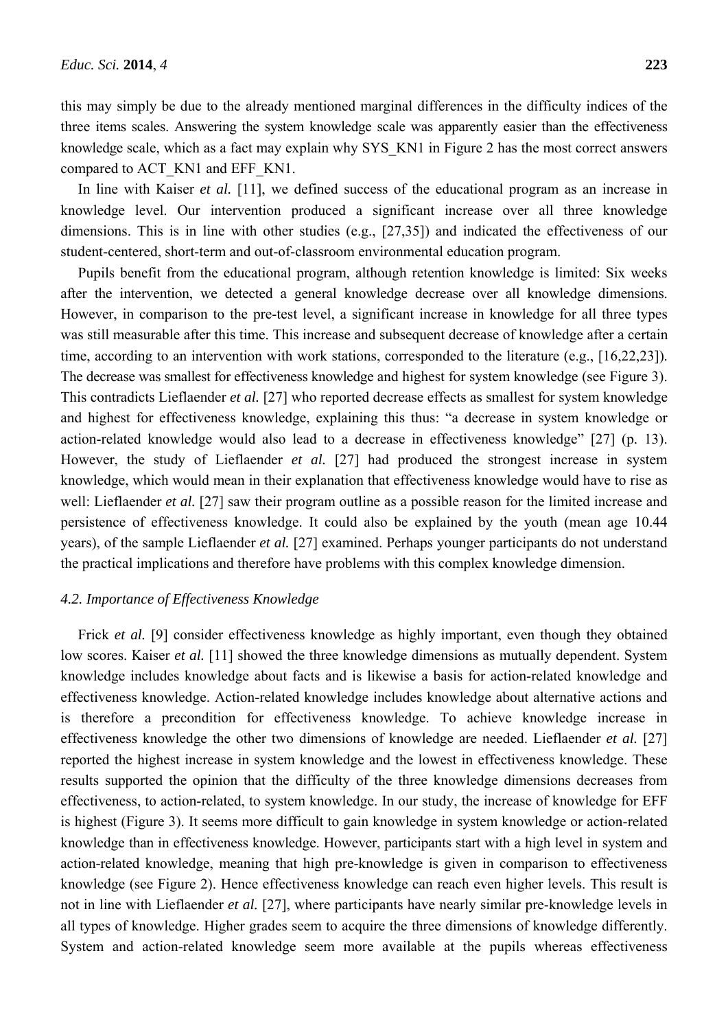this may simply be due to the already mentioned marginal differences in the difficulty indices of the three items scales. Answering the system knowledge scale was apparently easier than the effectiveness knowledge scale, which as a fact may explain why SYS_KN1 in Figure 2 has the most correct answers compared to ACT_KN1 and EFF_KN1.

In line with Kaiser *et al.* [11], we defined success of the educational program as an increase in knowledge level. Our intervention produced a significant increase over all three knowledge dimensions. This is in line with other studies (e.g., [27,35]) and indicated the effectiveness of our student-centered, short-term and out-of-classroom environmental education program.

Pupils benefit from the educational program, although retention knowledge is limited: Six weeks after the intervention, we detected a general knowledge decrease over all knowledge dimensions. However, in comparison to the pre-test level, a significant increase in knowledge for all three types was still measurable after this time. This increase and subsequent decrease of knowledge after a certain time, according to an intervention with work stations, corresponded to the literature (e.g., [16,22,23]). The decrease was smallest for effectiveness knowledge and highest for system knowledge (see Figure 3). This contradicts Lieflaender *et al.* [27] who reported decrease effects as smallest for system knowledge and highest for effectiveness knowledge, explaining this thus: "a decrease in system knowledge or action-related knowledge would also lead to a decrease in effectiveness knowledge" [27] (p. 13). However, the study of Lieflaender *et al.* [27] had produced the strongest increase in system knowledge, which would mean in their explanation that effectiveness knowledge would have to rise as well: Lieflaender *et al.* [27] saw their program outline as a possible reason for the limited increase and persistence of effectiveness knowledge. It could also be explained by the youth (mean age 10.44 years), of the sample Lieflaender *et al.* [27] examined. Perhaps younger participants do not understand the practical implications and therefore have problems with this complex knowledge dimension.

### *4.2. Importance of Effectiveness Knowledge*

Frick *et al.* [9] consider effectiveness knowledge as highly important, even though they obtained low scores. Kaiser *et al.* [11] showed the three knowledge dimensions as mutually dependent. System knowledge includes knowledge about facts and is likewise a basis for action-related knowledge and effectiveness knowledge. Action-related knowledge includes knowledge about alternative actions and is therefore a precondition for effectiveness knowledge. To achieve knowledge increase in effectiveness knowledge the other two dimensions of knowledge are needed. Lieflaender *et al.* [27] reported the highest increase in system knowledge and the lowest in effectiveness knowledge. These results supported the opinion that the difficulty of the three knowledge dimensions decreases from effectiveness, to action-related, to system knowledge. In our study, the increase of knowledge for EFF is highest (Figure 3). It seems more difficult to gain knowledge in system knowledge or action-related knowledge than in effectiveness knowledge. However, participants start with a high level in system and action-related knowledge, meaning that high pre-knowledge is given in comparison to effectiveness knowledge (see Figure 2). Hence effectiveness knowledge can reach even higher levels. This result is not in line with Lieflaender *et al.* [27], where participants have nearly similar pre-knowledge levels in all types of knowledge. Higher grades seem to acquire the three dimensions of knowledge differently. System and action-related knowledge seem more available at the pupils whereas effectiveness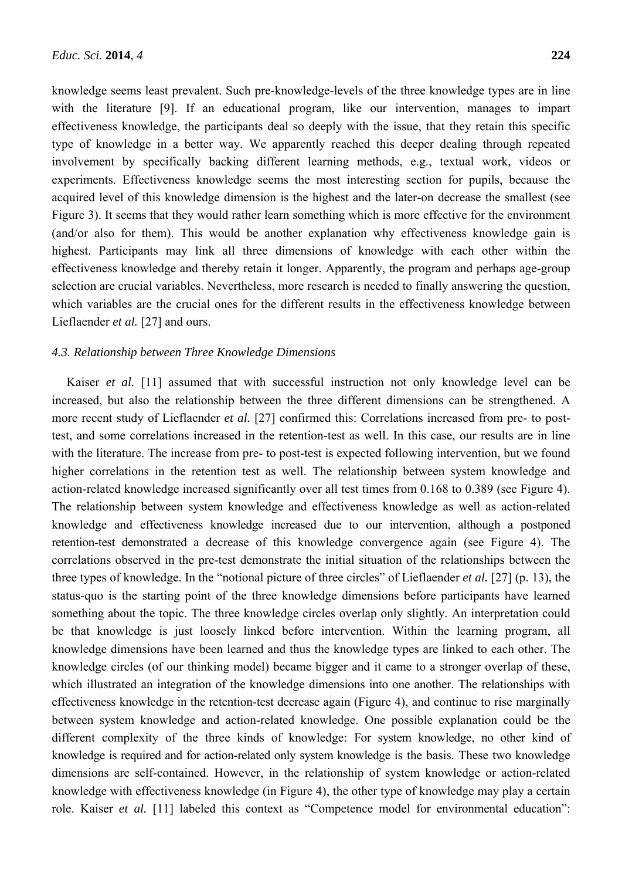knowledge seems least prevalent. Such pre-knowledge-levels of the three knowledge types are in line with the literature [9]. If an educational program, like our intervention, manages to impart effectiveness knowledge, the participants deal so deeply with the issue, that they retain this specific type of knowledge in a better way. We apparently reached this deeper dealing through repeated involvement by specifically backing different learning methods, e.g., textual work, videos or experiments. Effectiveness knowledge seems the most interesting section for pupils, because the acquired level of this knowledge dimension is the highest and the later-on decrease the smallest (see Figure 3). It seems that they would rather learn something which is more effective for the environment (and/or also for them). This would be another explanation why effectiveness knowledge gain is highest. Participants may link all three dimensions of knowledge with each other within the effectiveness knowledge and thereby retain it longer. Apparently, the program and perhaps age-group selection are crucial variables. Nevertheless, more research is needed to finally answering the question, which variables are the crucial ones for the different results in the effectiveness knowledge between Lieflaender *et al.* [27] and ours.

### *4.3. Relationship between Three Knowledge Dimensions*

Kaiser *et al.* [11] assumed that with successful instruction not only knowledge level can be increased, but also the relationship between the three different dimensions can be strengthened. A more recent study of Lieflaender *et al.* [27] confirmed this: Correlations increased from pre- to post-test, and some correlations increased in the retention-test as well. In this case, our results are in line with the literature. The increase from pre- to post-test is expected following intervention, but we found higher correlations in the retention test as well. The relationship between system knowledge and action-related knowledge increased significantly over all test times from 0.168 to 0.389 (see Figure 4). The relationship between system knowledge and effectiveness knowledge as well as action-related knowledge and effectiveness knowledge increased due to our intervention, although a postponed retention-test demonstrated a decrease of this knowledge convergence again (see Figure 4). The correlations observed in the pre-test demonstrate the initial situation of the relationships between the three types of knowledge. In the "notional picture of three circles" of Lieflaender *et al.* [27] (p. 13), the status-quo is the starting point of the three knowledge dimensions before participants have learned something about the topic. The three knowledge circles overlap only slightly. An interpretation could be that knowledge is just loosely linked before intervention. Within the learning program, all knowledge dimensions have been learned and thus the knowledge types are linked to each other. The knowledge circles (of our thinking model) became bigger and it came to a stronger overlap of these, which illustrated an integration of the knowledge dimensions into one another. The relationships with effectiveness knowledge in the retention-test decrease again (Figure 4), and continue to rise marginally between system knowledge and action-related knowledge. One possible explanation could be the different complexity of the three kinds of knowledge: For system knowledge, no other kind of knowledge is required and for action-related only system knowledge is the basis. These two knowledge dimensions are self-contained. However, in the relationship of system knowledge or action-related knowledge with effectiveness knowledge (in Figure 4), the other type of knowledge may play a certain role. Kaiser *et al.* [11] labeled this context as "Competence model for environmental education":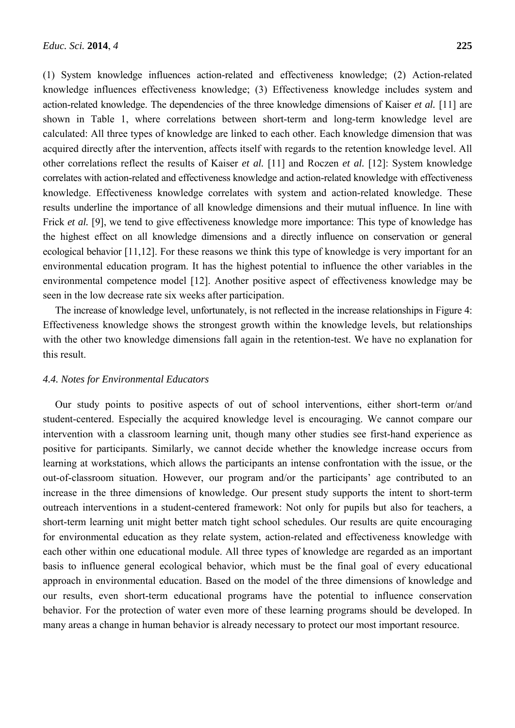(1) System knowledge influences action-related and effectiveness knowledge; (2) Action-related knowledge influences effectiveness knowledge; (3) Effectiveness knowledge includes system and action-related knowledge. The dependencies of the three knowledge dimensions of Kaiser *et al.* [11] are shown in Table 1, where correlations between short-term and long-term knowledge level are calculated: All three types of knowledge are linked to each other. Each knowledge dimension that was acquired directly after the intervention, affects itself with regards to the retention knowledge level. All other correlations reflect the results of Kaiser *et al.* [11] and Roczen *et al.* [12]: System knowledge correlates with action-related and effectiveness knowledge and action-related knowledge with effectiveness knowledge. Effectiveness knowledge correlates with system and action-related knowledge. These results underline the importance of all knowledge dimensions and their mutual influence. In line with Frick *et al.* [9], we tend to give effectiveness knowledge more importance: This type of knowledge has the highest effect on all knowledge dimensions and a directly influence on conservation or general ecological behavior [11,12]. For these reasons we think this type of knowledge is very important for an environmental education program. It has the highest potential to influence the other variables in the environmental competence model [12]. Another positive aspect of effectiveness knowledge may be seen in the low decrease rate six weeks after participation.

The increase of knowledge level, unfortunately, is not reflected in the increase relationships in Figure 4: Effectiveness knowledge shows the strongest growth within the knowledge levels, but relationships with the other two knowledge dimensions fall again in the retention-test. We have no explanation for this result.

### *4.4. Notes for Environmental Educators*

Our study points to positive aspects of out of school interventions, either short-term or/and student-centered. Especially the acquired knowledge level is encouraging. We cannot compare our intervention with a classroom learning unit, though many other studies see first-hand experience as positive for participants. Similarly, we cannot decide whether the knowledge increase occurs from learning at workstations, which allows the participants an intense confrontation with the issue, or the out-of-classroom situation. However, our program and/or the participants' age contributed to an increase in the three dimensions of knowledge. Our present study supports the intent to short-term outreach interventions in a student-centered framework: Not only for pupils but also for teachers, a short-term learning unit might better match tight school schedules. Our results are quite encouraging for environmental education as they relate system, action-related and effectiveness knowledge with each other within one educational module. All three types of knowledge are regarded as an important basis to influence general ecological behavior, which must be the final goal of every educational approach in environmental education. Based on the model of the three dimensions of knowledge and our results, even short-term educational programs have the potential to influence conservation behavior. For the protection of water even more of these learning programs should be developed. In many areas a change in human behavior is already necessary to protect our most important resource.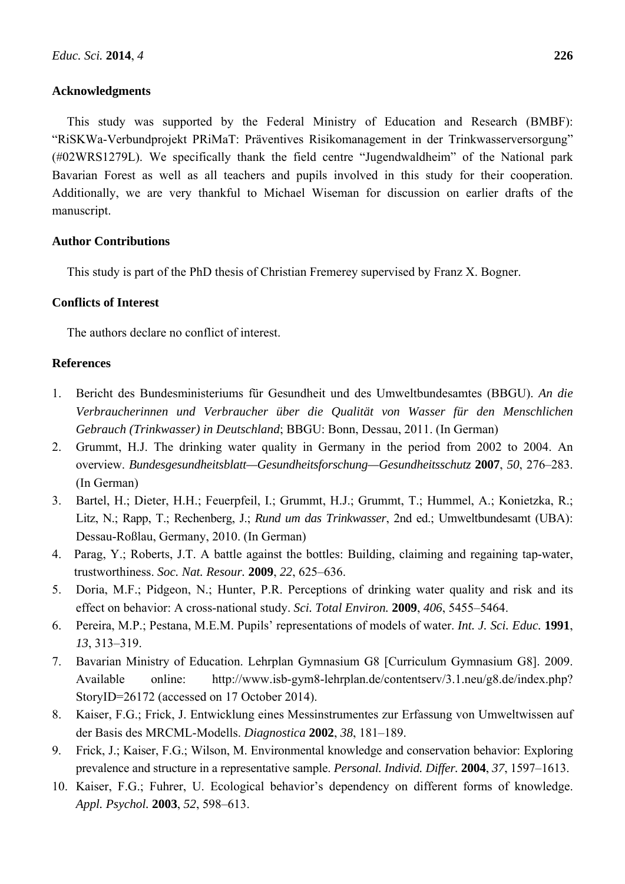## Acknowledgments

This study was supported by the Federal Ministry of Education and Research (BMBF): "RiSKWa-Verbundprojekt PRiMaT: Präventives Risikomanagement in der Trinkwasserversorgung" (#02WRS1279L). We specifically thank the field centre "Jugendwaldheim" of the National park Bavarian Forest as well as all teachers and pupils involved in this study for their cooperation. Additionally, we are very thankful to Michael Wiseman for discussion on earlier drafts of the manuscript.

## Author Contributions

This study is part of the PhD thesis of Christian Fremerey supervised by Franz X. Bogner.

## Conflicts of Interest

The authors declare no conflict of interest.

## References

1. Bericht des Bundesministeriums für Gesundheit und des Umweltbundesamtes (BBGU). *An die Verbraucherinnen und Verbraucher über die Qualität von Wasser für den Menschlichen Gebrauch (Trinkwasser) in Deutschland*; BBGU: Bonn, Dessau, 2011. (In German)
2. Grummt, H.J. The drinking water quality in Germany in the period from 2002 to 2004. An overview. *Bundesgesundheitsblatt—Gesundheitsforschung—Gesundheitsschutz* **2007**, *50*, 276–283. (In German)
3. Bartel, H.; Dieter, H.H.; Feuerpfeil, I.; Grummt, H.J.; Grummt, T.; Hummel, A.; Konietzka, R.; Litz, N.; Rapp, T.; Rechenberg, J.; *Rund um das Trinkwasser*, 2nd ed.; Umweltbundesamt (UBA): Dessau-Roßlau, Germany, 2010. (In German)
4. Parag, Y.; Roberts, J.T. A battle against the bottles: Building, claiming and regaining tap-water, trustworthiness. *Soc. Nat. Resour.* **2009**, *22*, 625–636.
5. Doria, M.F.; Pidgeon, N.; Hunter, P.R. Perceptions of drinking water quality and risk and its effect on behavior: A cross-national study. *Sci. Total Environ.* **2009**, *406*, 5455–5464.
6. Pereira, M.P.; Pestana, M.E.M. Pupils' representations of models of water. *Int. J. Sci. Educ.* **1991**, *13*, 313–319.
7. Bavarian Ministry of Education. Lehrplan Gymnasium G8 [Curriculum Gymnasium G8]. 2009. Available online: http://www.isb-gym8-lehrplan.de/contentserv/3.1.neu/g8.de/index.php?StoryID=26172 (accessed on 17 October 2014).
8. Kaiser, F.G.; Frick, J. Entwicklung eines Messinstrumentes zur Erfassung von Umweltwissen auf der Basis des MRCML-Modells. *Diagnostica* **2002**, *38*, 181–189.
9. Frick, J.; Kaiser, F.G.; Wilson, M. Environmental knowledge and conservation behavior: Exploring prevalence and structure in a representative sample. *Personal. Individ. Differ.* **2004**, *37*, 1597–1613.
10. Kaiser, F.G.; Fuhrer, U. Ecological behavior's dependency on different forms of knowledge. *Appl. Psychol.* **2003**, *52*, 598–613.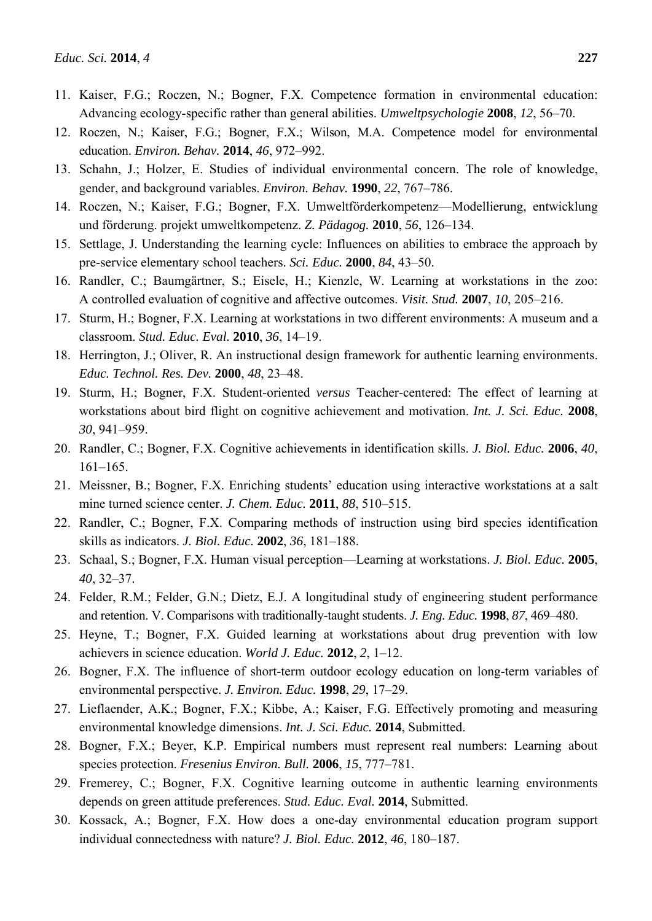11. Kaiser, F.G.; Roczen, N.; Bogner, F.X. Competence formation in environmental education: Advancing ecology-specific rather than general abilities. *Umweltpsychologie* **2008**, *12*, 56–70.
12. Roczen, N.; Kaiser, F.G.; Bogner, F.X.; Wilson, M.A. Competence model for environmental education. *Environ. Behav.* **2014**, *46*, 972–992.
13. Schahn, J.; Holzer, E. Studies of individual environmental concern. The role of knowledge, gender, and background variables. *Environ. Behav.* **1990**, *22*, 767–786.
14. Roczen, N.; Kaiser, F.G.; Bogner, F.X. Umweltförderkompetenz—Modellierung, entwicklung und förderung. projekt umweltkompetenz. *Z. Pädagog.* **2010**, *56*, 126–134.
15. Settlage, J. Understanding the learning cycle: Influences on abilities to embrace the approach by pre-service elementary school teachers. *Sci. Educ.* **2000**, *84*, 43–50.
16. Randler, C.; Baumgärtner, S.; Eisele, H.; Kienzle, W. Learning at workstations in the zoo: A controlled evaluation of cognitive and affective outcomes. *Visit. Stud.* **2007**, *10*, 205–216.
17. Sturm, H.; Bogner, F.X. Learning at workstations in two different environments: A museum and a classroom. *Stud. Educ. Eval.* **2010**, *36*, 14–19.
18. Herrington, J.; Oliver, R. An instructional design framework for authentic learning environments. *Educ. Technol. Res. Dev.* **2000**, *48*, 23–48.
19. Sturm, H.; Bogner, F.X. Student-oriented *versus* Teacher-centered: The effect of learning at workstations about bird flight on cognitive achievement and motivation. *Int. J. Sci. Educ.* **2008**, *30*, 941–959.
20. Randler, C.; Bogner, F.X. Cognitive achievements in identification skills. *J. Biol. Educ.* **2006**, *40*, 161–165.
21. Meissner, B.; Bogner, F.X. Enriching students' education using interactive workstations at a salt mine turned science center. *J. Chem. Educ.* **2011**, *88*, 510–515.
22. Randler, C.; Bogner, F.X. Comparing methods of instruction using bird species identification skills as indicators. *J. Biol. Educ.* **2002**, *36*, 181–188.
23. Schaal, S.; Bogner, F.X. Human visual perception—Learning at workstations. *J. Biol. Educ.* **2005**, *40*, 32–37.
24. Felder, R.M.; Felder, G.N.; Dietz, E.J. A longitudinal study of engineering student performance and retention. V. Comparisons with traditionally-taught students. *J. Eng. Educ.* **1998**, *87*, 469–480.
25. Heyne, T.; Bogner, F.X. Guided learning at workstations about drug prevention with low achievers in science education. *World J. Educ.* **2012**, *2*, 1–12.
26. Bogner, F.X. The influence of short-term outdoor ecology education on long-term variables of environmental perspective. *J. Environ. Educ.* **1998**, *29*, 17–29.
27. Lieflaender, A.K.; Bogner, F.X.; Kibbe, A.; Kaiser, F.G. Effectively promoting and measuring environmental knowledge dimensions. *Int. J. Sci. Educ.* **2014**, Submitted.
28. Bogner, F.X.; Beyer, K.P. Empirical numbers must represent real numbers: Learning about species protection. *Fresenius Environ. Bull.* **2006**, *15*, 777–781.
29. Fremerey, C.; Bogner, F.X. Cognitive learning outcome in authentic learning environments depends on green attitude preferences. *Stud. Educ. Eval.* **2014**, Submitted.
30. Kossack, A.; Bogner, F.X. How does a one-day environmental education program support individual connectedness with nature? *J. Biol. Educ.* **2012**, *46*, 180–187.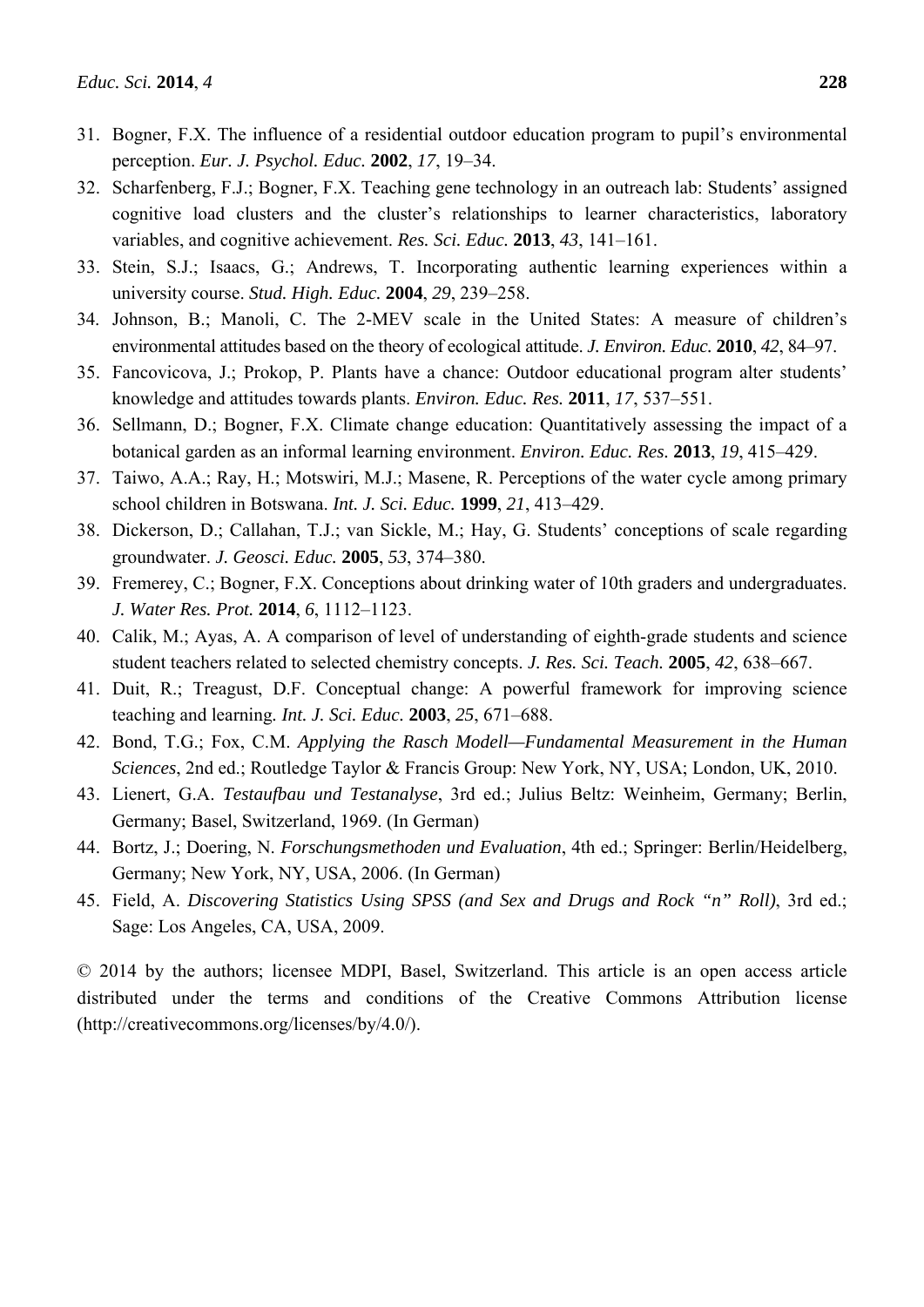31. Bogner, F.X. The influence of a residential outdoor education program to pupil's environmental perception. *Eur. J. Psychol. Educ.* **2002**, *17*, 19–34.
32. Scharfenberg, F.J.; Bogner, F.X. Teaching gene technology in an outreach lab: Students' assigned cognitive load clusters and the cluster's relationships to learner characteristics, laboratory variables, and cognitive achievement. *Res. Sci. Educ.* **2013**, *43*, 141–161.
33. Stein, S.J.; Isaacs, G.; Andrews, T. Incorporating authentic learning experiences within a university course. *Stud. High. Educ.* **2004**, *29*, 239–258.
34. Johnson, B.; Manoli, C. The 2-MEV scale in the United States: A measure of children's environmental attitudes based on the theory of ecological attitude. *J. Environ. Educ.* **2010**, *42*, 84–97.
35. Fancovicova, J.; Prokop, P. Plants have a chance: Outdoor educational program alter students' knowledge and attitudes towards plants. *Environ. Educ. Res.* **2011**, *17*, 537–551.
36. Sellmann, D.; Bogner, F.X. Climate change education: Quantitatively assessing the impact of a botanical garden as an informal learning environment. *Environ. Educ. Res.* **2013**, *19*, 415–429.
37. Taiwo, A.A.; Ray, H.; Motswiri, M.J.; Masene, R. Perceptions of the water cycle among primary school children in Botswana. *Int. J. Sci. Educ.* **1999**, *21*, 413–429.
38. Dickerson, D.; Callahan, T.J.; van Sickle, M.; Hay, G. Students' conceptions of scale regarding groundwater. *J. Geosci. Educ.* **2005**, *53*, 374–380.
39. Fremerey, C.; Bogner, F.X. Conceptions about drinking water of 10th graders and undergraduates. *J. Water Res. Prot.* **2014**, *6*, 1112–1123.
40. Calik, M.; Ayas, A. A comparison of level of understanding of eighth-grade students and science student teachers related to selected chemistry concepts. *J. Res. Sci. Teach.* **2005**, *42*, 638–667.
41. Duit, R.; Treagust, D.F. Conceptual change: A powerful framework for improving science teaching and learning. *Int. J. Sci. Educ.* **2003**, *25*, 671–688.
42. Bond, T.G.; Fox, C.M. *Applying the Rasch Modell—Fundamental Measurement in the Human Sciences*, 2nd ed.; Routledge Taylor & Francis Group: New York, NY, USA; London, UK, 2010.
43. Lienert, G.A. *Testaufbau und Testanalyse*, 3rd ed.; Julius Beltz: Weinheim, Germany; Berlin, Germany; Basel, Switzerland, 1969. (In German)
44. Bortz, J.; Doering, N. *Forschungsmethoden und Evaluation*, 4th ed.; Springer: Berlin/Heidelberg, Germany; New York, NY, USA, 2006. (In German)
45. Field, A. *Discovering Statistics Using SPSS (and Sex and Drugs and Rock "n" Roll)*, 3rd ed.; Sage: Los Angeles, CA, USA, 2009.

© 2014 by the authors; licensee MDPI, Basel, Switzerland. This article is an open access article distributed under the terms and conditions of the Creative Commons Attribution license (http://creativecommons.org/licenses/by/4.0/).